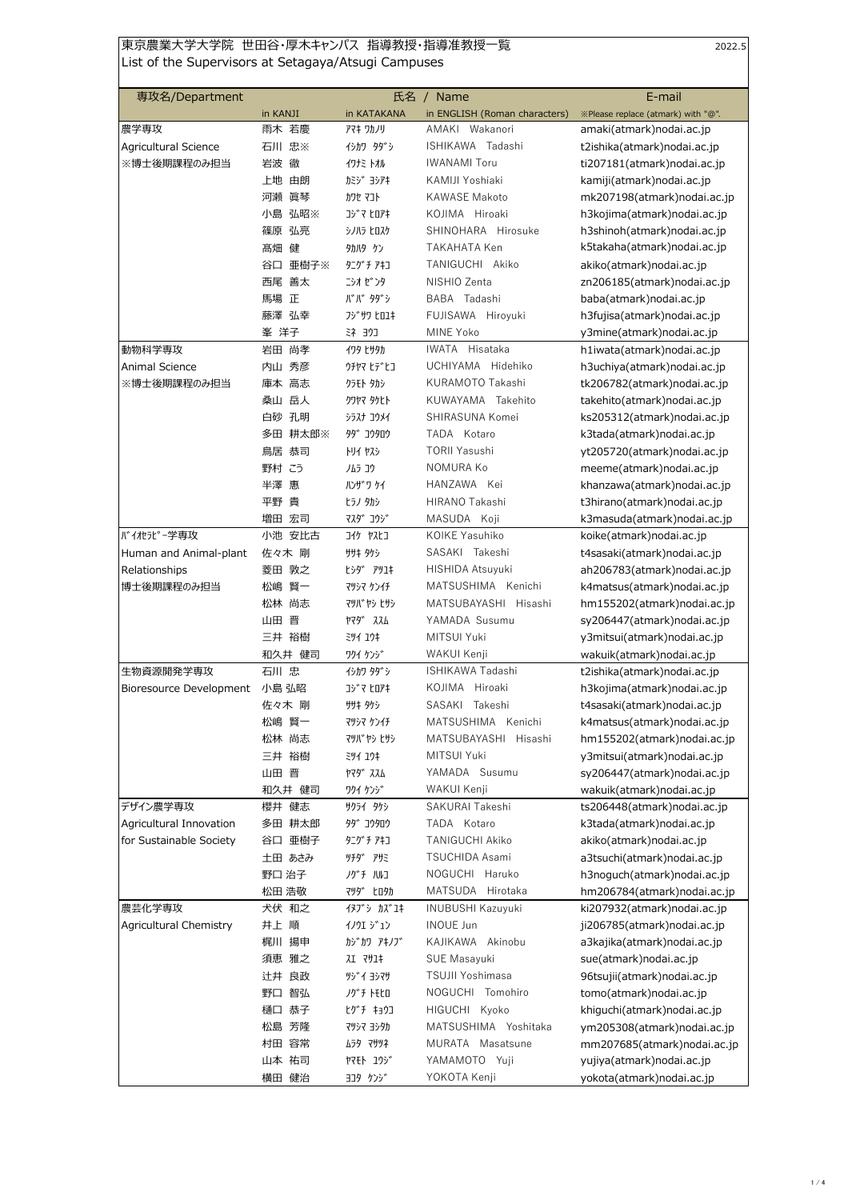# 東京農業大学大学院 世田谷・厚木キャンパス 指導教授・指導准教授一覧

List of the Supervisors at Setagaya/Atsugi Campuses

2022.5

| 専攻名/Department | 氏名 / Name | | | E-mail |
|---|---|---|---|---|
| | in KANJI | in KATAKANA | in ENGLISH (Roman characters) | ※Please replace (atmark) with "@". |
| 農学専攻 | 雨木 若慶 | ｱﾏｷ ﾜｶﾉﾘ | AMAKI Wakanori | amaki(atmark)nodai.ac.jp |
| Agricultural Science | 石川 忠※ | ｲｼｶﾜ ﾀﾀﾞｼ | ISHIKAWA Tadashi | t2ishika(atmark)nodai.ac.jp |
| ※博士後期課程のみ担当 | 岩波 徹 | ｲﾜﾅﾐ ﾄｵﾙ | IWANAMI Toru | ti207181(atmark)nodai.ac.jp |
| | 上地 由朗 | ｶﾐｼﾞ ﾖｼｱｷ | KAMIJI Yoshiaki | kamiji(atmark)nodai.ac.jp |
| | 河瀬 眞琴 | ｶﾜｾ ﾏｺﾄ | KAWASE Makoto | mk207198(atmark)nodai.ac.jp |
| | 小島 弘昭※ | ｺｼﾞﾏ ﾋﾛｱｷ | KOJIMA Hiroaki | h3kojima(atmark)nodai.ac.jp |
| | 篠原 弘亮 | ｼﾉﾊﾗ ﾋﾛｽｹ | SHINOHARA Hirosuke | h3shinoh(atmark)nodai.ac.jp |
| | 高畑 健 | ﾀｶﾊﾀ ｹﾝ | TAKAHATA Ken | k5takaha(atmark)nodai.ac.jp |
| | 谷口 亜樹子※ | ﾀﾆｸﾞﾁ ｱｷｺ | TANIGUCHI Akiko | akiko(atmark)nodai.ac.jp |
| | 西尾 善太 | ﾆｼｵ ｾﾞﾝﾀ | NISHIO Zenta | zn206185(atmark)nodai.ac.jp |
| | 馬場 正 | ﾊﾞﾊﾞ ﾀﾀﾞｼ | BABA Tadashi | baba(atmark)nodai.ac.jp |
| | 藤澤 弘幸 | ﾌｼﾞｻﾜ ﾋﾛﾕｷ | FUJISAWA Hiroyuki | h3fujisa(atmark)nodai.ac.jp |
| | 峯 洋子 | ﾐﾈ ﾖｳｺ | MINE Yoko | y3mine(atmark)nodai.ac.jp |
| 動物科学専攻 | 岩田 尚孝 | ｲﾜﾀ ﾋｻﾀｶ | IWATA Hisataka | h1iwata(atmark)nodai.ac.jp |
| Animal Science | 内山 秀彦 | ｳﾁﾔﾏ ﾋﾃﾞﾋｺ | UCHIYAMA Hidehiko | h3uchiya(atmark)nodai.ac.jp |
| ※博士後期課程のみ担当 | 庫本 高志 | ｸﾗﾓﾄ ﾀｶｼ | KURAMOTO Takashi | tk206782(atmark)nodai.ac.jp |
| | 桑山 岳人 | ｸﾜﾔﾏ ﾀｹﾋﾄ | KUWAYAMA Takehito | takehito(atmark)nodai.ac.jp |
| | 白砂 孔明 | ｼﾗｽﾅ ｺｳﾒｲ | SHIRASUNA Komei | ks205312(atmark)nodai.ac.jp |
| | 多田 耕太郎※ | ﾀﾀﾞ ｺｳﾀﾛｳ | TADA Kotaro | k3tada(atmark)nodai.ac.jp |
| | 鳥居 恭司 | ﾄﾘｲ ﾔｽｼ | TORII Yasushi | yt205720(atmark)nodai.ac.jp |
| | 野村 こう | ﾉﾑﾗ ｺｳ | NOMURA Ko | meeme(atmark)nodai.ac.jp |
| | 半澤 惠 | ﾊﾝｻﾞﾜ ｹｲ | HANZAWA Kei | khanzawa(atmark)nodai.ac.jp |
| | 平野 貴 | ﾋﾗﾉ ﾀｶｼ | HIRANO Takashi | t3hirano(atmark)nodai.ac.jp |
| | 増田 宏司 | ﾏｽﾀﾞ ｺｳｼﾞ | MASUDA Koji | k3masuda(atmark)nodai.ac.jp |
| ﾊﾞｲｵｾﾗﾋﾟｰ学専攻 | 小池 安比古 | ｺｲｹ ﾔｽﾋｺ | KOIKE Yasuhiko | koike(atmark)nodai.ac.jp |
| Human and Animal-plant | 佐々木 剛 | ｻｻｷ ﾀｹｼ | SASAKI Takeshi | t4sasaki(atmark)nodai.ac.jp |
| Relationships | 菱田 敦之 | ﾋｼﾀﾞ ｱﾂﾕｷ | HISHIDA Atsuyuki | ah206783(atmark)nodai.ac.jp |
| 博士後期課程のみ担当 | 松嶋 賢一 | ﾏﾂｼﾏ ｹﾝｲﾁ | MATSUSHIMA Kenichi | k4matsus(atmark)nodai.ac.jp |
| | 松林 尚志 | ﾏﾂﾊﾞﾔｼ ﾋｻｼ | MATSUBAYASHI Hisashi | hm155202(atmark)nodai.ac.jp |
| | 山田 晋 | ﾔﾏﾀﾞ ｽｽﾑ | YAMADA Susumu | sy206447(atmark)nodai.ac.jp |
| | 三井 裕樹 | ﾐﾂｲ ﾕｳｷ | MITSUI Yuki | y3mitsui(atmark)nodai.ac.jp |
| | 和久井 健司 | ﾜｸｲ ｹﾝｼﾞ | WAKUI Kenji | wakuik(atmark)nodai.ac.jp |
| 生物資源開発学専攻 | 石川 忠 | ｲｼｶﾜ ﾀﾀﾞｼ | ISHIKAWA Tadashi | t2ishika(atmark)nodai.ac.jp |
| Bioresource Development | 小島 弘昭 | ｺｼﾞﾏ ﾋﾛｱｷ | KOJIMA Hiroaki | h3kojima(atmark)nodai.ac.jp |
| | 佐々木 剛 | ｻｻｷ ﾀｹｼ | SASAKI Takeshi | t4sasaki(atmark)nodai.ac.jp |
| | 松嶋 賢一 | ﾏﾂｼﾏ ｹﾝｲﾁ | MATSUSHIMA Kenichi | k4matsus(atmark)nodai.ac.jp |
| | 松林 尚志 | ﾏﾂﾊﾞﾔｼ ﾋｻｼ | MATSUBAYASHI Hisashi | hm155202(atmark)nodai.ac.jp |
| | 三井 裕樹 | ﾐﾂｲ ﾕｳｷ | MITSUI Yuki | y3mitsui(atmark)nodai.ac.jp |
| | 山田 晋 | ﾔﾏﾀﾞ ｽｽﾑ | YAMADA Susumu | sy206447(atmark)nodai.ac.jp |
| | 和久井 健司 | ﾜｸｲ ｹﾝｼﾞ | WAKUI Kenji | wakuik(atmark)nodai.ac.jp |
| デザイン農学専攻 | 櫻井 健志 | ｻｸﾗｲ ﾀｹｼ | SAKURAI Takeshi | ts206448(atmark)nodai.ac.jp |
| Agricultural Innovation | 多田 耕太郎 | ﾀﾀﾞ ｺｳﾀﾛｳ | TADA Kotaro | k3tada(atmark)nodai.ac.jp |
| for Sustainable Society | 谷口 亜樹子 | ﾀﾆｸﾞﾁ ｱｷｺ | TANIGUCHI Akiko | akiko(atmark)nodai.ac.jp |
| | 土田 あさみ | ﾂﾁﾀﾞ ｱｻﾐ | TSUCHIDA Asami | a3tsuchi(atmark)nodai.ac.jp |
| | 野口 治子 | ﾉｸﾞﾁ ﾊﾙｺ | NOGUCHI Haruko | h3noguch(atmark)nodai.ac.jp |
| | 松田 浩敬 | ﾏﾂﾀﾞ ﾋﾛﾀｶ | MATSUDA Hirotaka | hm206784(atmark)nodai.ac.jp |
| 農芸化学専攻 | 犬伏 和之 | ｲﾇﾌﾞｼ ｶｽﾞﾕｷ | INUBUSHI Kazuyuki | ki207932(atmark)nodai.ac.jp |
| Agricultural Chemistry | 井上 順 | ｲﾉｳｴ ｼﾞｭﾝ | INOUE Jun | ji206785(atmark)nodai.ac.jp |
| | 梶川 揚申 | ｶｼﾞｶﾜ ｱｷﾉﾌﾞ | KAJIKAWA Akinobu | a3kajika(atmark)nodai.ac.jp |
| | 須恵 雅之 | ｽｴ ﾏｻﾕｷ | SUE Masayuki | sue(atmark)nodai.ac.jp |
| | 辻井 良政 | ﾂｼﾞｲ ﾖｼﾏｻ | TSUJII Yoshimasa | 96tsujii(atmark)nodai.ac.jp |
| | 野口 智弘 | ﾉｸﾞﾁ ﾄﾓﾋﾛ | NOGUCHI Tomohiro | tomo(atmark)nodai.ac.jp |
| | 樋口 恭子 | ﾋｸﾞﾁ ｷｮｳｺ | HIGUCHI Kyoko | khiguchi(atmark)nodai.ac.jp |
| | 松島 芳隆 | ﾏﾂｼﾏ ﾖｼﾀｶ | MATSUSHIMA Yoshitaka | ym205308(atmark)nodai.ac.jp |
| | 村田 容常 | ﾑﾗﾀ ﾏｻﾂﾈ | MURATA Masatsune | mm207685(atmark)nodai.ac.jp |
| | 山本 祐司 | ﾔﾏﾓﾄ ﾕｳｼﾞ | YAMAMOTO Yuji | yujiya(atmark)nodai.ac.jp |
| | 横田 健治 | ﾖｺﾀ ｹﾝｼﾞ | YOKOTA Kenji | yokota(atmark)nodai.ac.jp |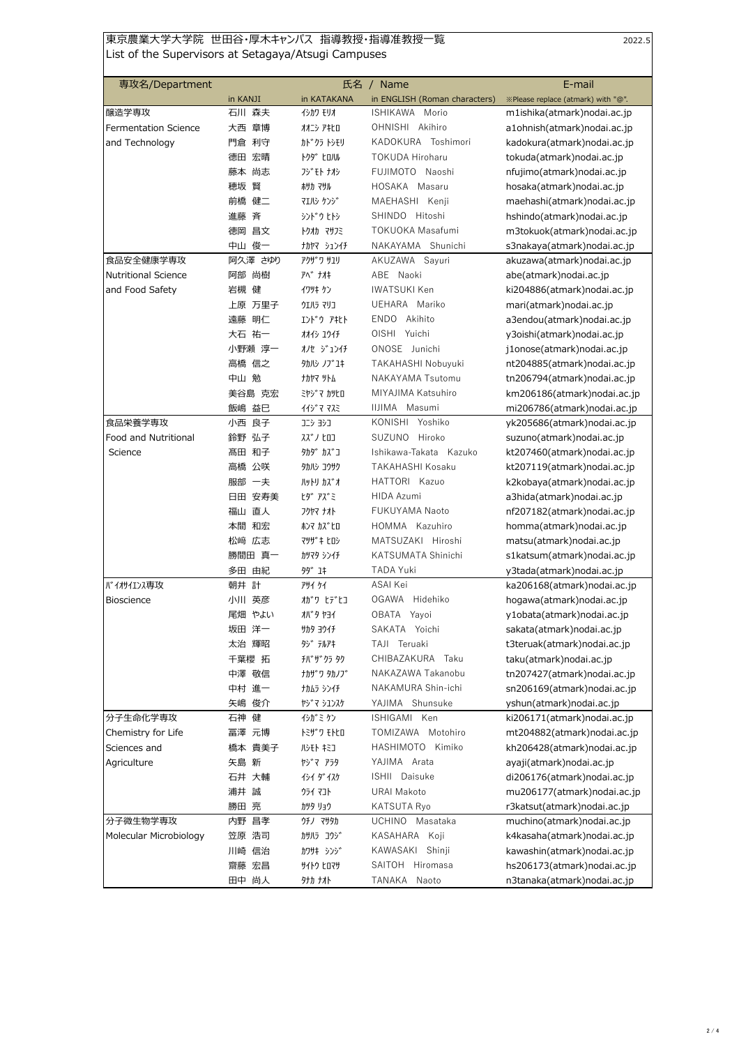東京農業大学大学院 世田谷・厚木キャンパス 指導教授・指導准教授一覧

2022.5

List of the Supervisors at Setagaya/Atsugi Campuses

| 専攻名/Department | 氏名 / Name | | | E-mail |
|---|---|---|---|---|
| | in KANJI | in KATAKANA | in ENGLISH (Roman characters) | ※Please replace (atmark) with "@". |
| 醸造学専攻 | 石川 森夫 | ｲｼｶﾜ ﾓﾘｵ | ISHIKAWA Morio | m1ishika(atmark)nodai.ac.jp |
| Fermentation Science | 大西 章博 | ｵｵﾆｼ ｱｷﾋﾛ | OHNISHI Akihiro | a1ohnish(atmark)nodai.ac.jp |
| and Technology | 門倉 利守 | ｶﾄﾞｸﾗ ﾄｼﾓﾘ | KADOKURA Toshimori | kadokura(atmark)nodai.ac.jp |
| | 徳田 宏晴 | ﾄｸﾀﾞ ﾋﾛﾊﾙ | TOKUDA Hiroharu | tokuda(atmark)nodai.ac.jp |
| | 藤本 尚志 | ﾌｼﾞﾓﾄ ﾅｵｼ | FUJIMOTO Naoshi | nfujimo(atmark)nodai.ac.jp |
| | 穂坂 賢 | ﾎｻｶ ﾏｻﾙ | HOSAKA Masaru | hosaka(atmark)nodai.ac.jp |
| | 前橋 健二 | ﾏｴﾊｼ ｹﾝｼﾞ | MAEHASHI Kenji | maehashi(atmark)nodai.ac.jp |
| | 進藤 斉 | ｼﾝﾄﾞｳ ﾋﾄｼ | SHINDO Hitoshi | hshindo(atmark)nodai.ac.jp |
| | 徳岡 昌文 | ﾄｸｵｶ ﾏｻﾌﾐ | TOKUOKA Masafumi | m3tokuok(atmark)nodai.ac.jp |
| | 中山 俊一 | ﾅｶﾔﾏ ｼｭﾝｲﾁ | NAKAYAMA Shunichi | s3nakaya(atmark)nodai.ac.jp |
| 食品安全健康学専攻 | 阿久澤 さゆり | ｱｸｻﾞﾜ ｻﾕﾘ | AKUZAWA Sayuri | akuzawa(atmark)nodai.ac.jp |
| Nutritional Science | 阿部 尚樹 | ｱﾍﾞ ﾅｵｷ | ABE Naoki | abe(atmark)nodai.ac.jp |
| and Food Safety | 岩槻 健 | ｲﾜﾂｷ ｹﾝ | IWATSUKI Ken | ki204886(atmark)nodai.ac.jp |
| | 上原 万里子 | ｳｴﾊﾗ ﾏﾘｺ | UEHARA Mariko | mari(atmark)nodai.ac.jp |
| | 遠藤 明仁 | ｴﾝﾄﾞｳ ｱｷﾋﾄ | ENDO Akihito | a3endou(atmark)nodai.ac.jp |
| | 大石 祐一 | ｵｵｲｼ ﾕｳｲﾁ | OISHI Yuichi | y3oishi(atmark)nodai.ac.jp |
| | 小野瀬 淳一 | ｵﾉｾ ｼﾞｭﾝｲﾁ | ONOSE Junichi | j1onose(atmark)nodai.ac.jp |
| | 高橋 信之 | ﾀｶﾊｼ ﾉﾌﾞﾕｷ | TAKAHASHI Nobuyuki | nt204885(atmark)nodai.ac.jp |
| | 中山 勉 | ﾅｶﾔﾏ ﾂﾄﾑ | NAKAYAMA Tsutomu | tn206794(atmark)nodai.ac.jp |
| | 美谷島 克宏 | ﾐﾔｼﾞﾏ ｶﾂﾋﾛ | MIYAJIMA Katsuhiro | km206186(atmark)nodai.ac.jp |
| | 飯嶋 益巳 | ｲｲｼﾞﾏ ﾏｽﾐ | IIJIMA Masumi | mi206786(atmark)nodai.ac.jp |
| 食品栄養学専攻 | 小西 良子 | ｺﾆｼ ﾖｼｺ | KONISHI Yoshiko | yk205686(atmark)nodai.ac.jp |
| Food and Nutritional | 鈴野 弘子 | ｽｽﾞﾉ ﾋﾛｺ | SUZUNO Hiroko | suzuno(atmark)nodai.ac.jp |
| Science | 高田 和子 | ﾀｶﾀﾞ ｶｽﾞｺ | Ishikawa-Takata Kazuko | kt207460(atmark)nodai.ac.jp |
| | 高橋 公咲 | ﾀｶﾊｼ ｺｳｻｸ | TAKAHASHI Kosaku | kt207119(atmark)nodai.ac.jp |
| | 服部 一夫 | ﾊｯﾄﾘ ｶｽﾞｵ | HATTORI Kazuo | k2kobaya(atmark)nodai.ac.jp |
| | 日田 安寿美 | ﾋﾀﾞ ｱｽﾞﾐ | HIDA Azumi | a3hida(atmark)nodai.ac.jp |
| | 福山 直人 | ﾌｸﾔﾏ ﾅｵﾄ | FUKUYAMA Naoto | nf207182(atmark)nodai.ac.jp |
| | 本間 和宏 | ﾎﾝﾏ ｶｽﾞﾋﾛ | HOMMA Kazuhiro | homma(atmark)nodai.ac.jp |
| | 松崎 広志 | ﾏﾂｻﾞｷ ﾋﾛｼ | MATSUZAKI Hiroshi | matsu(atmark)nodai.ac.jp |
| | 勝間田 真一 | ｶﾂﾏﾀ ｼﾝｲﾁ | KATSUMATA Shinichi | s1katsum(atmark)nodai.ac.jp |
| | 多田 由紀 | ﾀﾀﾞ ﾕｷ | TADA Yuki | y3tada(atmark)nodai.ac.jp |
| ﾊﾞｲｵｻｲｴﾝｽ専攻 | 朝井 計 | ｱｻｲ ｹｲ | ASAI Kei | ka206168(atmark)nodai.ac.jp |
| Bioscience | 小川 英彦 | ｵｶﾞﾜ ﾋﾃﾞﾋｺ | OGAWA Hidehiko | hogawa(atmark)nodai.ac.jp |
| | 尾畑 やよい | ｵﾊﾞﾀ ﾔﾖｲ | OBATA Yayoi | y1obata(atmark)nodai.ac.jp |
| | 坂田 洋一 | ｻｶﾀ ﾖｳｲﾁ | SAKATA Yoichi | sakata(atmark)nodai.ac.jp |
| | 太治 輝昭 | ﾀｼﾞ ﾃﾙｱｷ | TAJI Teruaki | t3teruak(atmark)nodai.ac.jp |
| | 千葉櫻 拓 | ﾁﾊﾞｻﾞｸﾗ ﾀｸ | CHIBAZAKURA Taku | taku(atmark)nodai.ac.jp |
| | 中澤 敬信 | ﾅｶｻﾞﾜ ﾀｶﾉﾌﾞ | NAKAZAWA Takanobu | tn207427(atmark)nodai.ac.jp |
| | 中村 進一 | ﾅｶﾑﾗ ｼﾝｲﾁ | NAKAMURA Shin-ichi | sn206169(atmark)nodai.ac.jp |
| | 矢嶋 俊介 | ﾔｼﾞﾏ ｼｭﾝｽｹ | YAJIMA Shunsuke | yshun(atmark)nodai.ac.jp |
| 分子生命化学専攻 | 石神 健 | ｲｼｶﾞﾐ ｹﾝ | ISHIGAMI Ken | ki206171(atmark)nodai.ac.jp |
| Chemistry for Life | 冨澤 元博 | ﾄﾐｻﾞﾜ ﾓﾄﾋﾛ | TOMIZAWA Motohiro | mt204882(atmark)nodai.ac.jp |
| Sciences and | 橋本 貴美子 | ﾊｼﾓﾄ ｷﾐｺ | HASHIMOTO Kimiko | kh206428(atmark)nodai.ac.jp |
| Agriculture | 矢島 新 | ﾔｼﾞﾏ ｱﾗﾀ | YAJIMA Arata | ayaji(atmark)nodai.ac.jp |
| | 石井 大輔 | ｲｼｲ ﾀﾞｲｽｹ | ISHII Daisuke | di206176(atmark)nodai.ac.jp |
| | 浦井 誠 | ｳﾗｲ ﾏｺﾄ | URAI Makoto | mu206177(atmark)nodai.ac.jp |
| | 勝田 亮 | ｶﾂﾀ ﾘｮｳ | KATSUTA Ryo | r3katsut(atmark)nodai.ac.jp |
| 分子微生物学専攻 | 内野 昌孝 | ｳﾁﾉ ﾏｻﾀｶ | UCHINO Masataka | muchino(atmark)nodai.ac.jp |
| Molecular Microbiology | 笠原 浩司 | ｶｻﾊﾗ ｺｳｼﾞ | KASAHARA Koji | k4kasaha(atmark)nodai.ac.jp |
| | 川崎 信治 | ｶﾜｻｷ ｼﾝｼﾞ | KAWASAKI Shinji | kawashin(atmark)nodai.ac.jp |
| | 齋藤 宏昌 | ｻｲﾄｳ ﾋﾛﾏｻ | SAITOH Hiromasa | hs206173(atmark)nodai.ac.jp |
| | 田中 尚人 | ﾀﾅｶ ﾅｵﾄ | TANAKA Naoto | n3tanaka(atmark)nodai.ac.jp |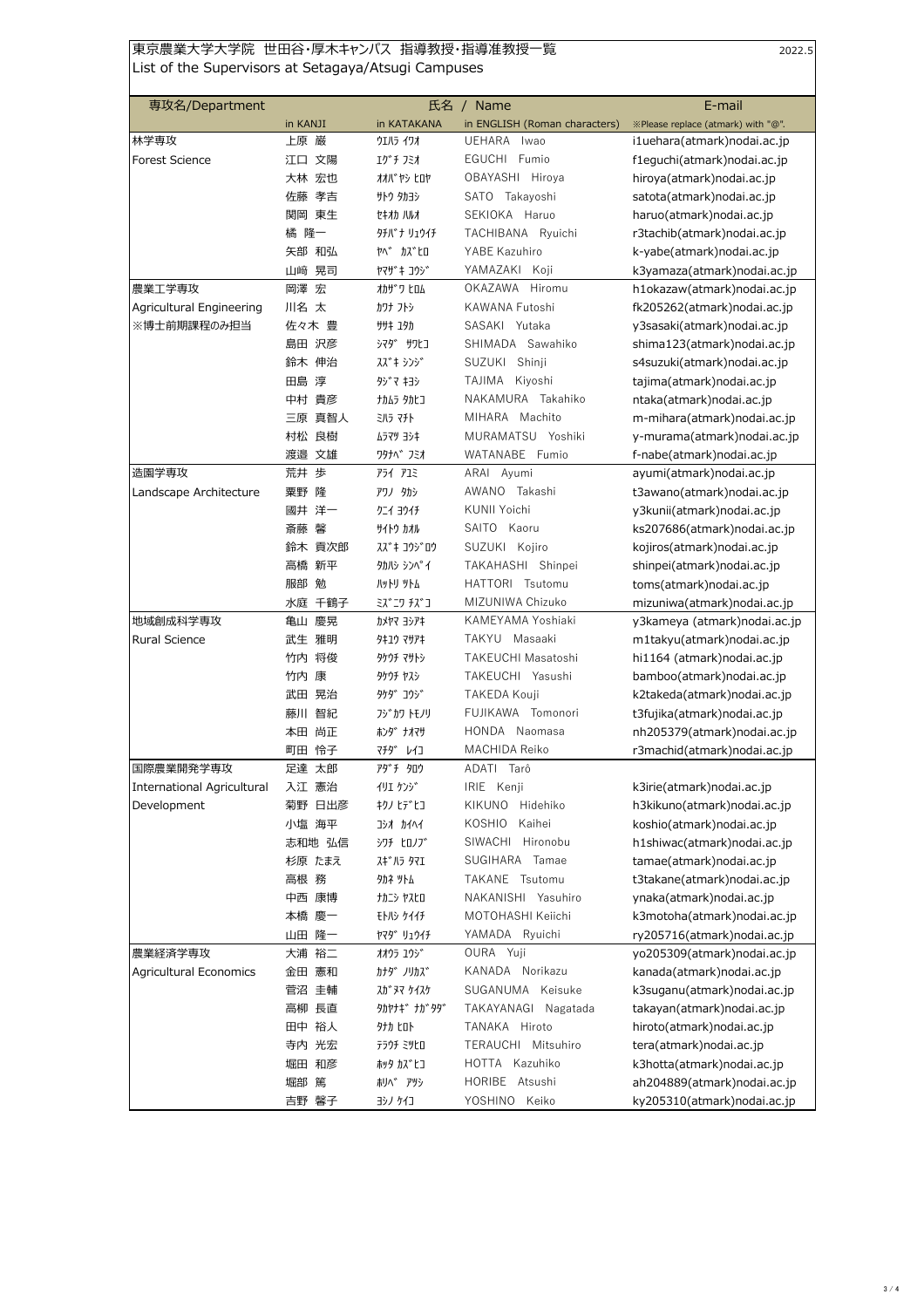東京農業大学大学院 世田谷・厚木キャンパス 指導教授・指導准教授一覧
List of the Supervisors at Setagaya/Atsugi Campuses

2022.5

| 専攻名/Department | 氏名 / Name | | | E-mail |
|---|---|---|---|---|
| | in KANJI | in KATAKANA | in ENGLISH (Roman characters) | ※Please replace (atmark) with "@". |
| 林学専攻 | 上原 巌 | ｳｴﾊﾗ ｲﾜｵ | UEHARA Iwao | i1uehara(atmark)nodai.ac.jp |
| Forest Science | 江口 文陽 | ｴｸﾞﾁ ﾌﾐｵ | EGUCHI Fumio | f1eguchi(atmark)nodai.ac.jp |
| | 大林 宏也 | ｵｵﾊﾞﾔｼ ﾋﾛﾔ | OBAYASHI Hiroya | hiroya(atmark)nodai.ac.jp |
| | 佐藤 孝吉 | ｻﾄｳ ﾀｶﾖｼ | SATO Takayoshi | satota(atmark)nodai.ac.jp |
| | 関岡 東生 | ｾｷｵｶ ﾊﾙｵ | SEKIOKA Haruo | haruo(atmark)nodai.ac.jp |
| | 橘 隆一 | ﾀﾁﾊﾞﾅ ﾘｭｳｲﾁ | TACHIBANA Ryuichi | r3tachib(atmark)nodai.ac.jp |
| | 矢部 和弘 | ﾔﾍﾞ ｶｽﾞﾋﾛ | YABE Kazuhiro | k-yabe(atmark)nodai.ac.jp |
| | 山﨑 晃司 | ﾔﾏｻﾞｷ ｺｳｼﾞ | YAMAZAKI Koji | k3yamaza(atmark)nodai.ac.jp |
| 農業工学専攻 | 岡澤 宏 | ｵｶｻﾞﾜ ﾋﾛﾑ | OKAZAWA Hiromu | h1okazaw(atmark)nodai.ac.jp |
| Agricultural Engineering | 川名 太 | ｶﾜﾅ ﾌﾄｼ | KAWANA Futoshi | fk205262(atmark)nodai.ac.jp |
| ※博士前期課程のみ担当 | 佐々木 豊 | ｻｻｷ ﾕﾀｶ | SASAKI Yutaka | y3sasaki(atmark)nodai.ac.jp |
| | 島田 沢彦 | ｼﾏﾀﾞ ｻﾜﾋｺ | SHIMADA Sawahiko | shima123(atmark)nodai.ac.jp |
| | 鈴木 伸治 | ｽｽﾞｷ ｼﾝｼﾞ | SUZUKI Shinji | s4suzuki(atmark)nodai.ac.jp |
| | 田島 淳 | ﾀｼﾞﾏ ｷﾖｼ | TAJIMA Kiyoshi | tajima(atmark)nodai.ac.jp |
| | 中村 貴彦 | ﾅｶﾑﾗ ﾀｶﾋｺ | NAKAMURA Takahiko | ntaka(atmark)nodai.ac.jp |
| | 三原 真智人 | ﾐﾊﾗ ﾏﾁﾄ | MIHARA Machito | m-mihara(atmark)nodai.ac.jp |
| | 村松 良樹 | ﾑﾗﾏﾂ ﾖｼｷ | MURAMATSU Yoshiki | y-murama(atmark)nodai.ac.jp |
| | 渡邉 文雄 | ﾜﾀﾅﾍﾞ ﾌﾐｵ | WATANABE Fumio | f-nabe(atmark)nodai.ac.jp |
| 造園学専攻 | 荒井 歩 | ｱﾗｲ ｱﾕﾐ | ARAI Ayumi | ayumi(atmark)nodai.ac.jp |
| Landscape Architecture | 粟野 隆 | ｱﾜﾉ ﾀｶｼ | AWANO Takashi | t3awano(atmark)nodai.ac.jp |
| | 國井 洋一 | ｸﾆｲ ﾖｳｲﾁ | KUNII Yoichi | y3kunii(atmark)nodai.ac.jp |
| | 斎藤 馨 | ｻｲﾄｳ ｶｵﾙ | SAITO Kaoru | ks207686(atmark)nodai.ac.jp |
| | 鈴木 貢次郎 | ｽｽﾞｷ ｺｳｼﾞﾛｳ | SUZUKI Kojiro | kojiros(atmark)nodai.ac.jp |
| | 高橋 新平 | ﾀｶﾊｼ ｼﾝﾍﾟｲ | TAKAHASHI Shinpei | shinpei(atmark)nodai.ac.jp |
| | 服部 勉 | ﾊｯﾄﾘ ﾂﾄﾑ | HATTORI Tsutomu | toms(atmark)nodai.ac.jp |
| | 水庭 千鶴子 | ﾐｽﾞﾆﾜ ﾁｽﾞｺ | MIZUNIWA Chizuko | mizuniwa(atmark)nodai.ac.jp |
| 地域創成科学専攻 | 亀山 慶晃 | ｶﾒﾔﾏ ﾖｼｱｷ | KAMEYAMA Yoshiaki | y3kameya (atmark)nodai.ac.jp |
| Rural Science | 武生 雅明 | ﾀｹｭｳ ﾏｻｱｷ | TAKYU Masaaki | m1takyu(atmark)nodai.ac.jp |
| | 竹内 将俊 | ﾀｹｳﾁ ﾏｻﾄｼ | TAKEUCHI Masatoshi | hi1164 (atmark)nodai.ac.jp |
| | 竹内 康 | ﾀｹｳﾁ ﾔｽｼ | TAKEUCHI Yasushi | bamboo(atmark)nodai.ac.jp |
| | 武田 晃治 | ﾀｹﾀﾞ ｺｳｼﾞ | TAKEDA Kouji | k2takeda(atmark)nodai.ac.jp |
| | 藤川 智紀 | ﾌｼﾞｶﾜ ﾄﾓﾉﾘ | FUJIKAWA Tomonori | t3fujika(atmark)nodai.ac.jp |
| | 本田 尚正 | ﾎﾝﾀﾞ ﾅｵﾏｻ | HONDA Naomasa | nh205379(atmark)nodai.ac.jp |
| | 町田 怜子 | ﾏﾁﾀﾞ ﾚｲｺ | MACHIDA Reiko | r3machid(atmark)nodai.ac.jp |
| 国際農業開発学専攻 | 足達 太郎 | ｱﾀﾞﾁ ﾀﾛｳ | ADATI Tarô | |
| International Agricultural | 入江 憲治 | ｲﾘｴ ｹﾝｼﾞ | IRIE Kenji | k3irie(atmark)nodai.ac.jp |
| Development | 菊野 日出彦 | ｷｸﾉ ﾋﾃﾞﾋｺ | KIKUNO Hidehiko | h3kikuno(atmark)nodai.ac.jp |
| | 小塩 海平 | ｺｼｵ ｶｲﾍｲ | KOSHIO Kaihei | koshio(atmark)nodai.ac.jp |
| | 志和地 弘信 | ｼﾜﾁ ﾋﾛﾉﾌﾞ | SIWACHI Hironobu | h1shiwac(atmark)nodai.ac.jp |
| | 杉原 たまえ | ｽｷﾞﾊﾗ ﾀﾏｴ | SUGIHARA Tamae | tamae(atmark)nodai.ac.jp |
| | 高根 務 | ﾀｶﾈ ﾂﾄﾑ | TAKANE Tsutomu | t3takane(atmark)nodai.ac.jp |
| | 中西 康博 | ﾅｶﾆｼ ﾔｽﾋﾛ | NAKANISHI Yasuhiro | ynaka(atmark)nodai.ac.jp |
| | 本橋 慶一 | ﾓﾄﾊｼ ｹｲｲﾁ | MOTOHASHI Keiichi | k3motoha(atmark)nodai.ac.jp |
| | 山田 隆一 | ﾔﾏﾀﾞ ﾘｭｳｲﾁ | YAMADA Ryuichi | ry205716(atmark)nodai.ac.jp |
| 農業経済学専攻 | 大浦 裕二 | ｵｵｳﾗ ﾕｳｼﾞ | OURA Yuji | yo205309(atmark)nodai.ac.jp |
| Agricultural Economics | 金田 憲和 | ｶﾅﾀﾞ ﾉﾘｶｽﾞ | KANADA Norikazu | kanada(atmark)nodai.ac.jp |
| | 菅沼 圭輔 | ｽｶﾞﾇﾏ ｹｲｽｹ | SUGANUMA Keisuke | k3suganu(atmark)nodai.ac.jp |
| | 高柳 長直 | ﾀｶﾔﾅｷﾞ ﾅｶﾞﾀﾀﾞ | TAKAYANAGI Nagatada | takayan(atmark)nodai.ac.jp |
| | 田中 裕人 | ﾀﾅｶ ﾋﾛﾄ | TANAKA Hiroto | hiroto(atmark)nodai.ac.jp |
| | 寺内 光宏 | ﾃﾗｳﾁ ﾐﾂﾋﾛ | TERAUCHI Mitsuhiro | tera(atmark)nodai.ac.jp |
| | 堀田 和彦 | ﾎｯﾀ ｶｽﾞﾋｺ | HOTTA Kazuhiko | k3hotta(atmark)nodai.ac.jp |
| | 堀部 篤 | ﾎﾘﾍﾞ ｱﾂｼ | HORIBE Atsushi | ah204889(atmark)nodai.ac.jp |
| | 吉野 馨子 | ﾖｼﾉ ｹｲｺ | YOSHINO Keiko | ky205310(atmark)nodai.ac.jp |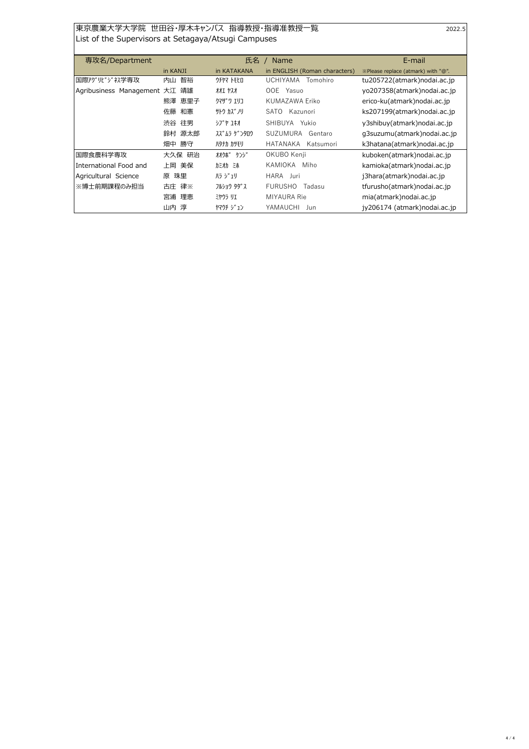東京農業大学大学院 世田谷・厚木キャンパス 指導教授・指導准教授一覧

List of the Supervisors at Setagaya/Atsugi Campuses

2022.5

| 専攻名/Department | 氏名 / Name | | | E-mail |
|---|---|---|---|---|
| | in KANJI | in KATAKANA | in ENGLISH (Roman characters) | ※Please replace (atmark) with "@". |
| 国際ｱｸﾞﾘﾋﾞｼﾞﾈｽ学専攻 | 内山 智裕 | ｳﾁﾔﾏ ﾄﾓﾋﾛ | UCHIYAMA Tomohiro | tu205722(atmark)nodai.ac.jp |
| Agribusiness Management | 大江 靖雄 | ｵｵｴ ﾔｽｵ | OOE Yasuo | yo207358(atmark)nodai.ac.jp |
| | 熊澤 恵里子 | ｸﾏｻﾞﾜ ｴﾘｺ | KUMAZAWA Eriko | erico-ku(atmark)nodai.ac.jp |
| | 佐藤 和憲 | ｻﾄｳ ｶｽﾞﾉﾘ | SATO Kazunori | ks207199(atmark)nodai.ac.jp |
| | 渋谷 往男 | ｼﾌﾞﾔ ﾕｷｵ | SHIBUYA Yukio | y3shibuy(atmark)nodai.ac.jp |
| | 鈴村 源太郎 | ｽｽﾞﾑﾗ ｹﾞﾝﾀﾛｳ | SUZUMURA Gentaro | g3suzumu(atmark)nodai.ac.jp |
| | 畑中 勝守 | ﾊﾀﾅｶ ｶﾂﾓﾘ | HATANAKA Katsumori | k3hatana(atmark)nodai.ac.jp |
| 国際食農科学専攻 | 大久保 研治 | ｵｵｸﾎﾞ ｹﾝｼﾞ | OKUBO Kenji | kuboken(atmark)nodai.ac.jp |
| International Food and | 上岡 美保 | ｶﾐｵｶ ﾐﾎ | KAMIOKA Miho | kamioka(atmark)nodai.ac.jp |
| Agricultural Science | 原 珠里 | ﾊﾗ ｼﾞｭﾘ | HARA Juri | j3hara(atmark)nodai.ac.jp |
| ※博士前期課程のみ担当 | 古庄 律※ | ﾌﾙｼｮｳ ﾀﾀﾞｽ | FURUSHO Tadasu | tfurusho(atmark)nodai.ac.jp |
| | 宮浦 理恵 | ﾐﾔｳﾗ ﾘｴ | MIYAURA Rie | mia(atmark)nodai.ac.jp |
| | 山内 淳 | ﾔﾏｳﾁ ｼﾞｭﾝ | YAMAUCHI Jun | jy206174 (atmark)nodai.ac.jp |